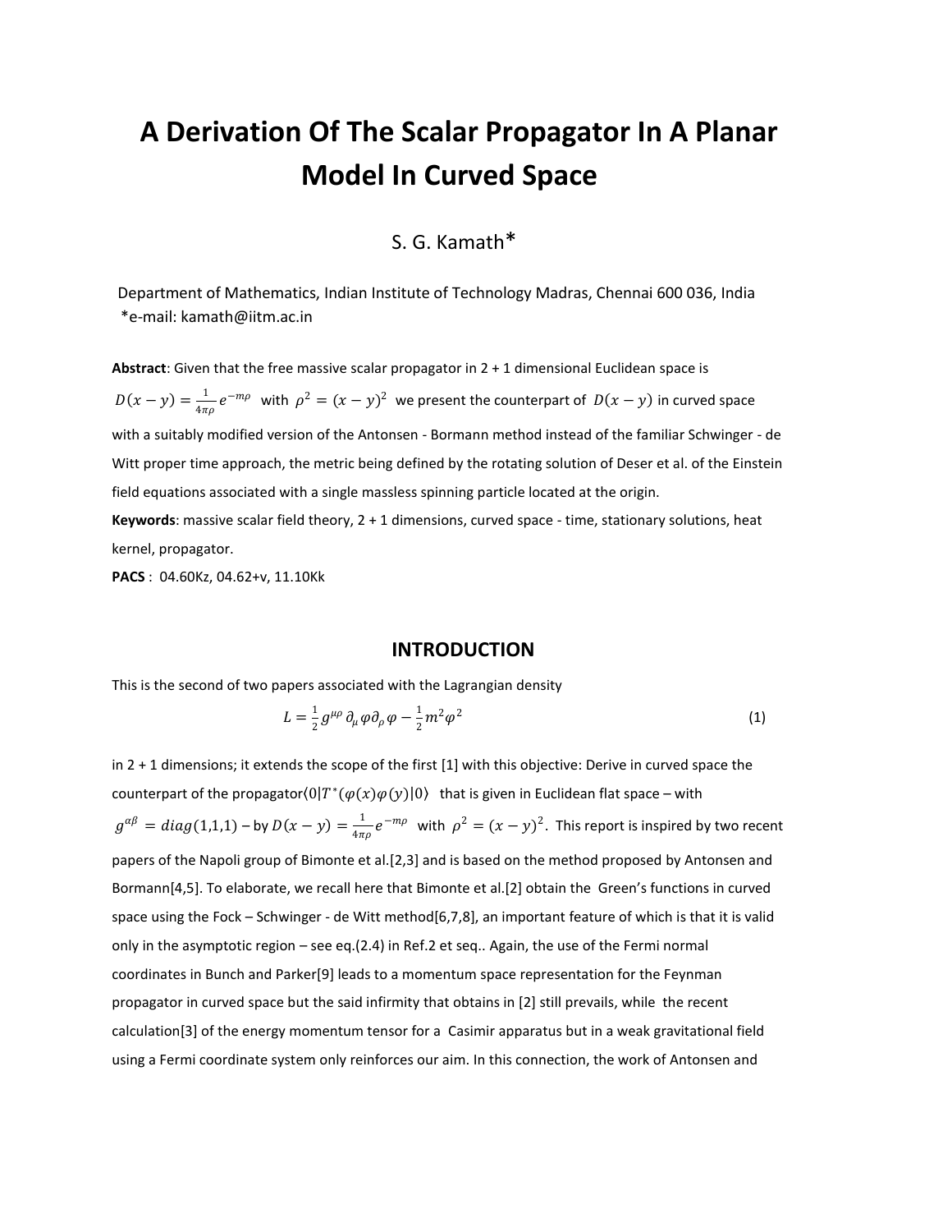# A Derivation Of The Scalar Propagator In A Planar Model In Curved Space

S. G. Kamath*

Department of Mathematics, Indian Institute of Technology Madras, Chennai 600 036, India
*e-mail: kamath@iitm.ac.in

**Abstract**: Given that the free massive scalar propagator in 2 + 1 dimensional Euclidean space is $D(x-y) = \frac{1}{4\pi\rho} e^{-m\rho}$ with $\rho^2 = (x-y)^2$ we present the counterpart of $D(x-y)$ in curved space with a suitably modified version of the Antonsen - Bormann method instead of the familiar Schwinger - de Witt proper time approach, the metric being defined by the rotating solution of Deser et al. of the Einstein field equations associated with a single massless spinning particle located at the origin.

**Keywords**: massive scalar field theory, 2 + 1 dimensions, curved space - time, stationary solutions, heat kernel, propagator.

**PACS** : 04.60Kz, 04.62+v, 11.10Kk

## INTRODUCTION

This is the second of two papers associated with the Lagrangian density

$$L = \frac{1}{2} g^{\mu\rho}\, \partial_\mu \varphi \partial_\rho \varphi - \frac{1}{2} m^2 \varphi^2 \tag{1}$$

in 2 + 1 dimensions; it extends the scope of the first [1] with this objective: Derive in curved space the counterpart of the propagator $\langle 0|T^*(\varphi(x)\varphi(y)|0\rangle$ that is given in Euclidean flat space – with $g^{\alpha\beta} = diag(1,1,1)$ – by $D(x-y) = \frac{1}{4\pi\rho} e^{-m\rho}$ with $\rho^2 = (x-y)^2$. This report is inspired by two recent papers of the Napoli group of Bimonte et al.[2,3] and is based on the method proposed by Antonsen and Bormann[4,5]. To elaborate, we recall here that Bimonte et al.[2] obtain the Green's functions in curved space using the Fock – Schwinger - de Witt method[6,7,8], an important feature of which is that it is valid only in the asymptotic region – see eq.(2.4) in Ref.2 et seq.. Again, the use of the Fermi normal coordinates in Bunch and Parker[9] leads to a momentum space representation for the Feynman propagator in curved space but the said infirmity that obtains in [2] still prevails, while the recent calculation[3] of the energy momentum tensor for a Casimir apparatus but in a weak gravitational field using a Fermi coordinate system only reinforces our aim. In this connection, the work of Antonsen and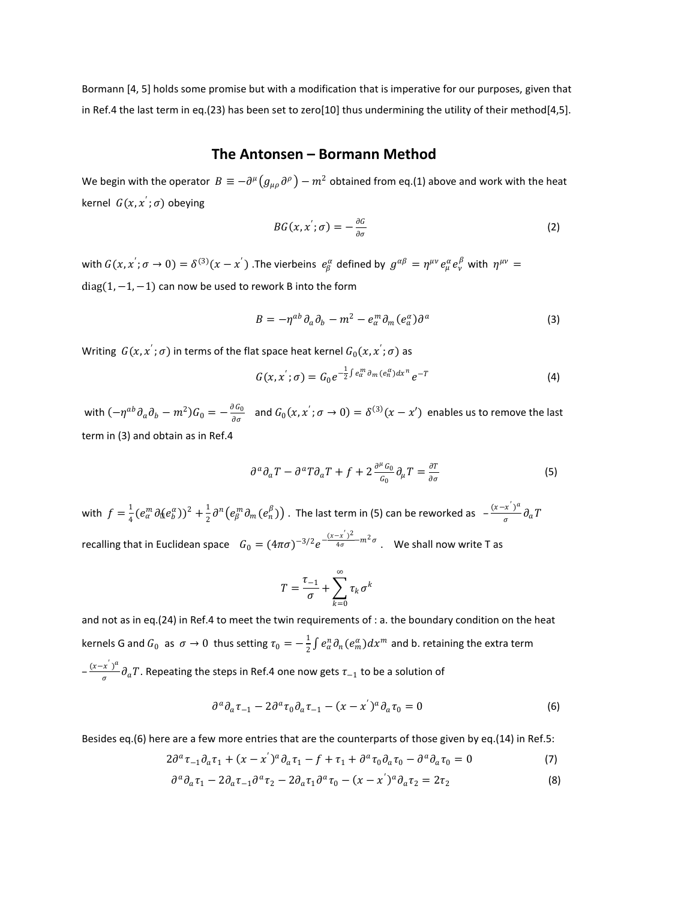Bormann [4, 5] holds some promise but with a modification that is imperative for our purposes, given that in Ref.4 the last term in eq.(23) has been set to zero[10] thus undermining the utility of their method[4,5].

## The Antonsen – Bormann Method

We begin with the operator $B \equiv -\partial^{\mu}\left(g_{\mu\rho}\partial^{\rho}\right) - m^2$ obtained from eq.(1) above and work with the heat kernel $G(x,x^{'};\sigma)$ obeying

$$BG(x,x^{'};\sigma) = -\frac{\partial G}{\partial \sigma} \tag{2}$$

with $G(x,x^{'};\sigma \to 0) = \delta^{(3)}(x - x^{'})$ .The vierbeins $e^{\alpha}_{\beta}$ defined by $g^{\alpha\beta} = \eta^{\mu\nu} e^{\alpha}_{\mu} e^{\beta}_{\nu}$ with $\eta^{\mu\nu} = \mathrm{diag}(1,-1,-1)$ can now be used to rework B into the form

$$B = -\eta^{ab}\partial_a\partial_b - m^2 - e^{m}_{\alpha}\partial_m(e^{\alpha}_{a})\partial^{a} \tag{3}$$

Writing $G(x,x^{'};\sigma)$ in terms of the flat space heat kernel $G_0(x,x^{'};\sigma)$ as

$$G(x,x^{'};\sigma) = G_0 e^{-\frac{1}{2}\int e^{m}_{\alpha}\partial_m(e^{\alpha}_{n})dx^{n}} e^{-T} \tag{4}$$

with $(-\eta^{ab}\partial_a\partial_b - m^2)G_0 = -\frac{\partial G_0}{\partial \sigma}$ and $G_0(x,x^{'};\sigma \to 0) = \delta^{(3)}(x - x')$ enables us to remove the last term in (3) and obtain as in Ref.4

$$\partial^{a}\partial_{a}T - \partial^{a}T\partial_{a}T + f + 2\frac{\partial^{\mu}G_0}{G_0}\partial_{\mu}T = \frac{\partial T}{\partial \sigma} \tag{5}$$

with $f = \frac{1}{4}(e^{m}_{\alpha}\partial(e^{\alpha}_{b}))^2 + \frac{1}{2}\partial^{n}\left(e^{m}_{\beta}\partial_m(e^{\beta}_{n})\right)$ . The last term in (5) can be reworked as $-\frac{(x-x^{'})^{a}}{\sigma}\partial_a T$ recalling that in Euclidean space $G_0 = (4\pi\sigma)^{-3/2}e^{-\frac{(x-x^{'})^2}{4\sigma} - m^2\sigma}$ . We shall now write T as

$$T = \frac{\tau_{-1}}{\sigma} + \sum_{k=0}^{\infty}\tau_k\sigma^k$$

and not as in eq.(24) in Ref.4 to meet the twin requirements of : a. the boundary condition on the heat kernels G and $G_0$ as $\sigma \to 0$ thus setting $\tau_0 = -\frac{1}{2}\int e^{n}_{\alpha}\partial_n(e^{\alpha}_{m})dx^{m}$ and b. retaining the extra term $-\frac{(x-x^{'})^{a}}{\sigma}\partial_a T$. Repeating the steps in Ref.4 one now gets $\tau_{-1}$ to be a solution of

$$\partial^{a}\partial_{a}\tau_{-1} - 2\partial^{a}\tau_0\partial_a\tau_{-1} - (x - x^{'})^{a}\partial_a\tau_0 = 0 \tag{6}$$

Besides eq.(6) here are a few more entries that are the counterparts of those given by eq.(14) in Ref.5:

$$2\partial^{a}\tau_{-1}\partial_a\tau_1 + (x - x^{'})^{a}\partial_a\tau_1 - f + \tau_1 + \partial^{a}\tau_0\partial_a\tau_0 - \partial^{a}\partial_a\tau_0 = 0 \tag{7}$$

$$\partial^{a}\partial_a\tau_1 - 2\partial_a\tau_{-1}\partial^{a}\tau_2 - 2\partial_a\tau_1\partial^{a}\tau_0 - (x - x^{'})^{a}\partial_a\tau_2 = 2\tau_2 \tag{8}$$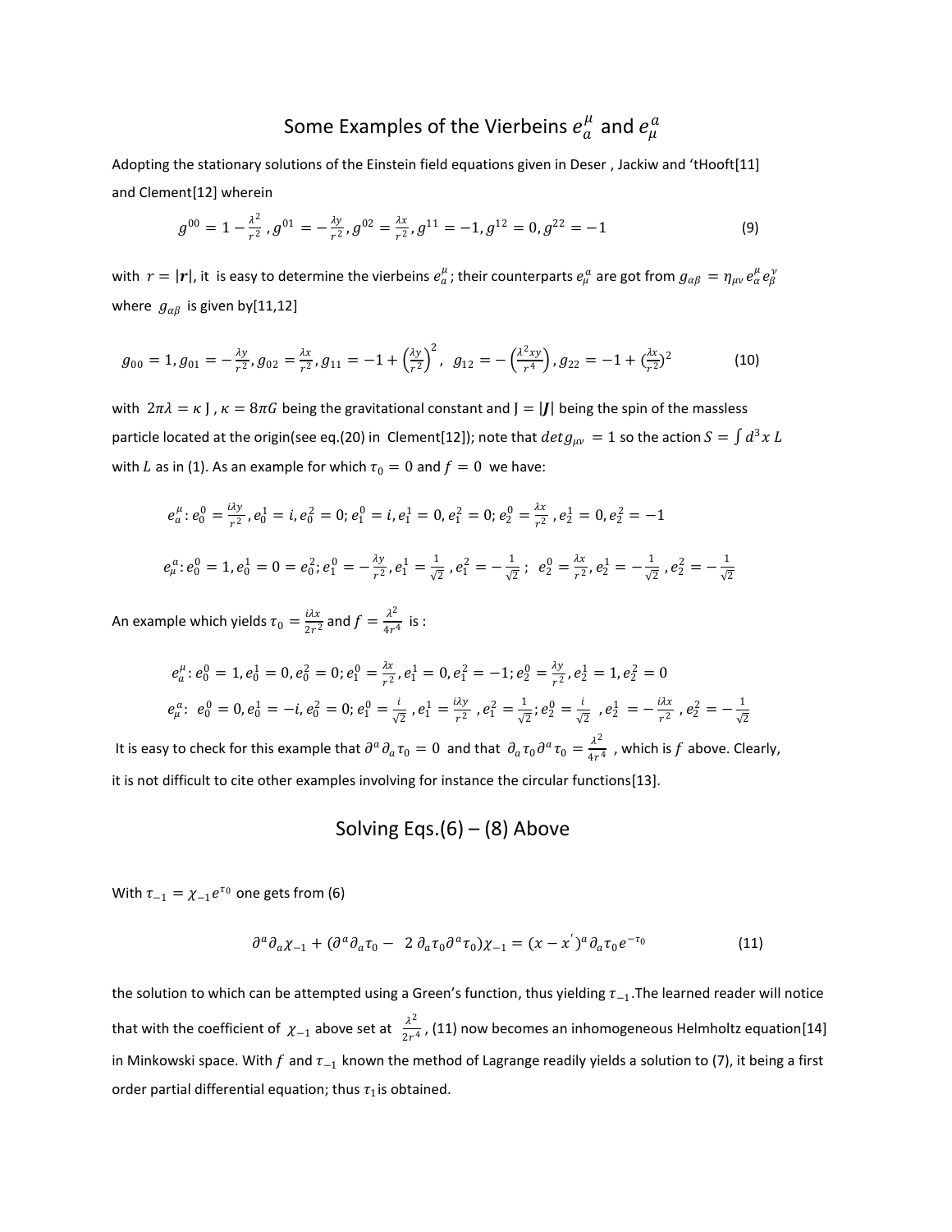# Some Examples of the Vierbeins $e_a^{\mu}$ and $e_{\mu}^{a}$

Adopting the stationary solutions of the Einstein field equations given in Deser , Jackiw and 'tHooft[11] and Clement[12] wherein

$$g^{00} = 1 - \frac{\lambda^2}{r^2}, g^{01} = -\frac{\lambda y}{r^2}, g^{02} = \frac{\lambda x}{r^2}, g^{11} = -1, g^{12} = 0, g^{22} = -1 \tag{9}$$

with $r = |\boldsymbol{r}|$, it is easy to determine the vierbeins $e_a^{\mu}$; their counterparts $e_{\mu}^{a}$ are got from $g_{\alpha\beta} = \eta_{\mu\nu} e_{\alpha}^{\mu} e_{\beta}^{\nu}$ where $g_{\alpha\beta}$ is given by[11,12]

$$g_{00} = 1, g_{01} = -\frac{\lambda y}{r^2}, g_{02} = \frac{\lambda x}{r^2}, g_{11} = -1 + \left(\frac{\lambda y}{r^2}\right)^2, \ g_{12} = -\left(\frac{\lambda^2 xy}{r^4}\right), g_{22} = -1 + \left(\frac{\lambda x}{r^2}\right)^2 \tag{10}$$

with $2\pi\lambda = \kappa$ J , $\kappa = 8\pi G$ being the gravitational constant and J $= |\boldsymbol{J}|$ being the spin of the massless particle located at the origin(see eq.(20) in Clement[12]); note that $det g_{\mu\nu} = 1$ so the action $S = \int d^3x\, L$ with $L$ as in (1). As an example for which $\tau_0 = 0$ and $f = 0$ we have:

$$e_a^{\mu}: e_0^0 = \frac{i\lambda y}{r^2}, e_0^1 = i, e_0^2 = 0; e_1^0 = i, e_1^1 = 0, e_1^2 = 0; e_2^0 = \frac{\lambda x}{r^2}, e_2^1 = 0, e_2^2 = -1$$

$$e_{\mu}^{a}: e_0^0 = 1, e_0^1 = 0 = e_0^2; e_1^0 = -\frac{\lambda y}{r^2}, e_1^1 = \frac{1}{\sqrt{2}}, e_1^2 = -\frac{1}{\sqrt{2}}; \ \ e_2^0 = \frac{\lambda x}{r^2}, e_2^1 = -\frac{1}{\sqrt{2}}, e_2^2 = -\frac{1}{\sqrt{2}}$$

An example which yields $\tau_0 = \frac{i\lambda x}{2r^2}$ and $f = \frac{\lambda^2}{4r^4}$ is :

$$e_a^{\mu}: e_0^0 = 1, e_0^1 = 0, e_0^2 = 0; e_1^0 = \frac{\lambda x}{r^2}, e_1^1 = 0, e_1^2 = -1; e_2^0 = \frac{\lambda y}{r^2}, e_2^1 = 1, e_2^2 = 0$$

$$e_{\mu}^{a}: \ e_0^0 = 0, e_0^1 = -i, e_0^2 = 0; e_1^0 = \frac{i}{\sqrt{2}}, e_1^1 = \frac{i\lambda y}{r^2}, e_1^2 = \frac{1}{\sqrt{2}}; e_2^0 = \frac{i}{\sqrt{2}}, e_2^1 = -\frac{i\lambda x}{r^2}, e_2^2 = -\frac{1}{\sqrt{2}}$$

It is easy to check for this example that $\partial^a \partial_a \tau_0 = 0$ and that $\partial_a \tau_0 \partial^a \tau_0 = \frac{\lambda^2}{4r^4}$ , which is $f$ above. Clearly, it is not difficult to cite other examples involving for instance the circular functions[13].

# Solving Eqs.(6) – (8) Above

With $\tau_{-1} = \chi_{-1} e^{\tau_0}$ one gets from (6)

$$\partial^a \partial_a \chi_{-1} + (\partial^a \partial_a \tau_0 - \ 2\, \partial_a \tau_0 \partial^a \tau_0)\chi_{-1} = (x - x')^a \partial_a \tau_0 e^{-\tau_0} \tag{11}$$

the solution to which can be attempted using a Green's function, thus yielding $\tau_{-1}$.The learned reader will notice that with the coefficient of $\chi_{-1}$ above set at $\frac{\lambda^2}{2r^4}$, (11) now becomes an inhomogeneous Helmholtz equation[14] in Minkowski space. With $f$ and $\tau_{-1}$ known the method of Lagrange readily yields a solution to (7), it being a first order partial differential equation; thus $\tau_1$ is obtained.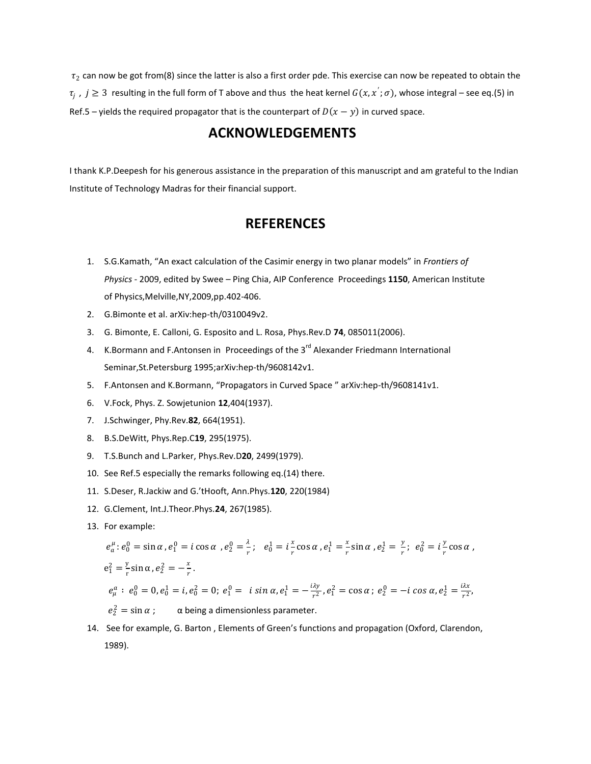$\tau_2$ can now be got from(8) since the latter is also a first order pde. This exercise can now be repeated to obtain the $\tau_j$ , $j \geq 3$ resulting in the full form of T above and thus the heat kernel $G(x, x^{'}; \sigma)$, whose integral – see eq.(5) in Ref.5 – yields the required propagator that is the counterpart of $D(x - y)$ in curved space.

## ACKNOWLEDGEMENTS

I thank K.P.Deepesh for his generous assistance in the preparation of this manuscript and am grateful to the Indian Institute of Technology Madras for their financial support.

## REFERENCES

1. S.G.Kamath, "An exact calculation of the Casimir energy in two planar models" in *Frontiers of Physics* - 2009, edited by Swee – Ping Chia, AIP Conference Proceedings **1150**, American Institute of Physics,Melville,NY,2009,pp.402-406.
2. G.Bimonte et al. arXiv:hep-th/0310049v2.
3. G. Bimonte, E. Calloni, G. Esposito and L. Rosa, Phys.Rev.D **74**, 085011(2006).
4. K.Bormann and F.Antonsen in Proceedings of the 3rd Alexander Friedmann International Seminar,St.Petersburg 1995;arXiv:hep-th/9608142v1.
5. F.Antonsen and K.Bormann, "Propagators in Curved Space " arXiv:hep-th/9608141v1.
6. V.Fock, Phys. Z. Sowjetunion **12**,404(1937).
7. J.Schwinger, Phy.Rev.**82**, 664(1951).
8. B.S.DeWitt, Phys.Rep.C**19**, 295(1975).
9. T.S.Bunch and L.Parker, Phys.Rev.D**20**, 2499(1979).
10. See Ref.5 especially the remarks following eq.(14) there.
11. S.Deser, R.Jackiw and G.'tHooft, Ann.Phys.**120**, 220(1984)
12. G.Clement, Int.J.Theor.Phys.**24**, 267(1985).
13. For example:

    $e_a^\mu$: $e_0^0 = \sin\alpha$ , $e_1^0 = i\cos\alpha$ , $e_2^0 = \frac{\lambda}{r}$; $e_0^1 = i\frac{x}{r}\cos\alpha$ , $e_1^1 = \frac{x}{r}\sin\alpha$ , $e_2^1 = \frac{y}{r}$; $e_0^2 = i\frac{y}{r}\cos\alpha$ , $e_1^2 = \frac{y}{r}\sin\alpha$ , $e_2^2 = -\frac{x}{r}$ .

    $e_\mu^a$ : $e_0^0 = 0, e_0^1 = i, e_0^2 = 0$; $e_1^0 = i\sin\alpha, e_1^1 = -\frac{i\lambda y}{r^2}, e_1^2 = \cos\alpha$; $e_2^0 = -i\cos\alpha, e_2^1 = \frac{i\lambda x}{r^2}$, $e_2^2 = \sin\alpha$ ; α being a dimensionless parameter.
14. See for example, G. Barton , Elements of Green's functions and propagation (Oxford, Clarendon, 1989).